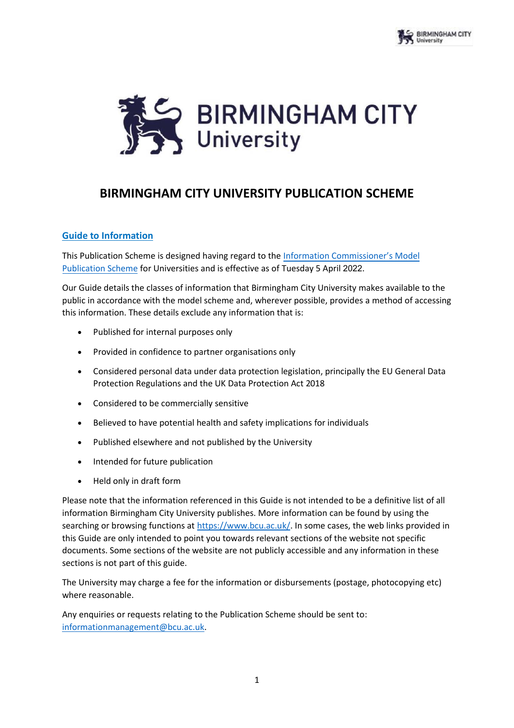# BIRMINGHAM CITY UNIVERSITY PUBLICATION SCHEME

## Guide to Information

This Publication Scheme is designed having regard to the Information Commissioner's Model Publication Scheme for Universities and is effective as of Tuesday 5 April 2022.

Our Guide details the classes of information that Birmingham City University makes available to the public in accordance with the model scheme and, wherever possible, provides a method of accessing this information. These details exclude any information that is:

- Published for internal purposes only
- Provided in confidence to partner organisations only
- Considered personal data under data protection legislation, principally the EU General Data Protection Regulations and the UK Data Protection Act 2018
- Considered to be commercially sensitive
- Believed to have potential health and safety implications for individuals
- Published elsewhere and not published by the University
- Intended for future publication
- Held only in draft form

Please note that the information referenced in this Guide is not intended to be a definitive list of all information Birmingham City University publishes. More information can be found by using the searching or browsing functions at https://www.bcu.ac.uk/. In some cases, the web links provided in this Guide are only intended to point you towards relevant sections of the website not specific documents. Some sections of the website are not publicly accessible and any information in these sections is not part of this guide.

The University may charge a fee for the information or disbursements (postage, photocopying etc) where reasonable.

Any enquiries or requests relating to the Publication Scheme should be sent to: informationmanagement@bcu.ac.uk.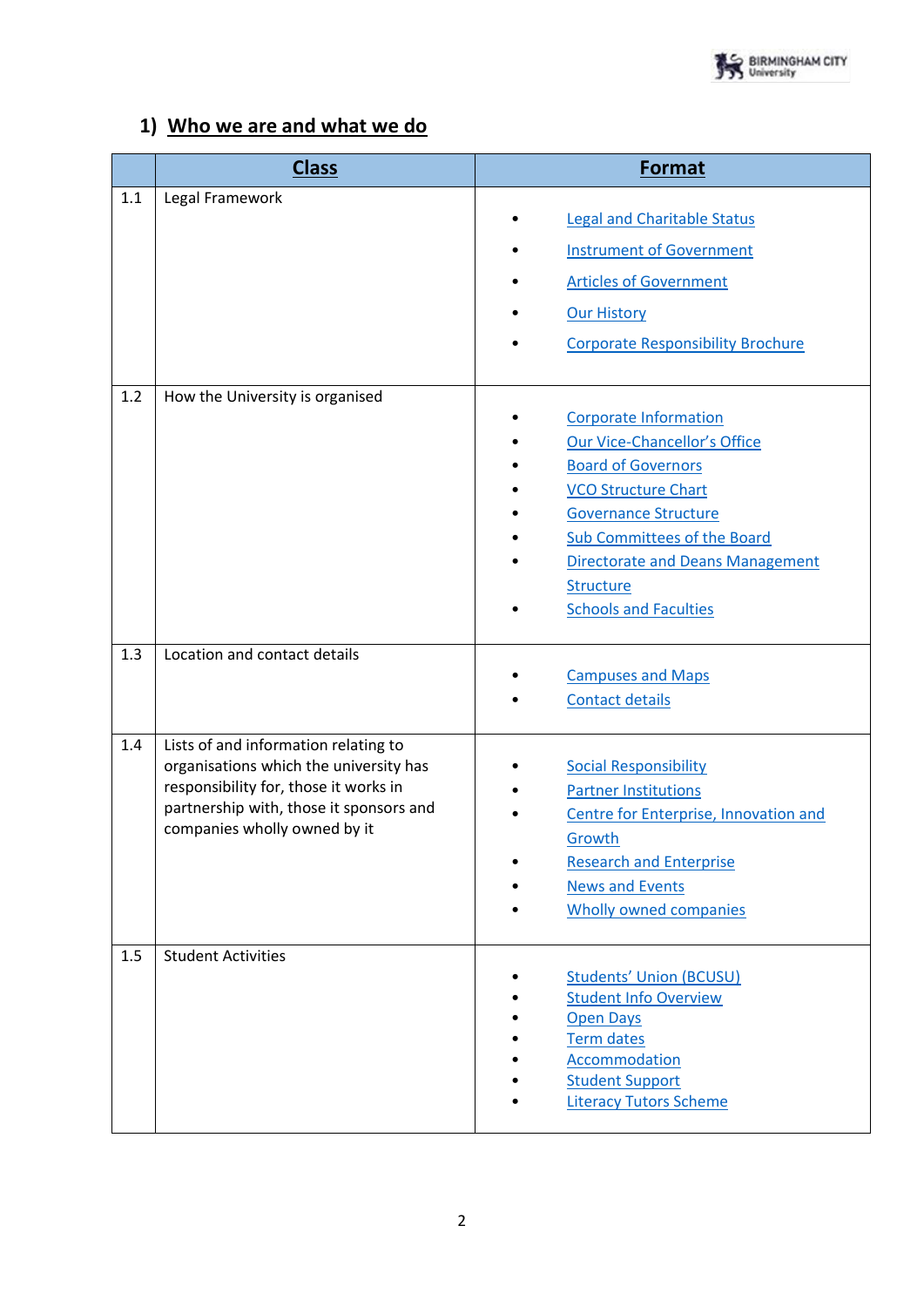## 1) Who we are and what we do

| | Class | Format |
|---|---|---|
| 1.1 | Legal Framework | • Legal and Charitable Status<br>• Instrument of Government<br>• Articles of Government<br>• Our History<br>• Corporate Responsibility Brochure |
| 1.2 | How the University is organised | • Corporate Information<br>• Our Vice-Chancellor's Office<br>• Board of Governors<br>• VCO Structure Chart<br>• Governance Structure<br>• Sub Committees of the Board<br>• Directorate and Deans Management Structure<br>• Schools and Faculties |
| 1.3 | Location and contact details | • Campuses and Maps<br>• Contact details |
| 1.4 | Lists of and information relating to organisations which the university has responsibility for, those it works in partnership with, those it sponsors and companies wholly owned by it | • Social Responsibility<br>• Partner Institutions<br>• Centre for Enterprise, Innovation and Growth<br>• Research and Enterprise<br>• News and Events<br>• Wholly owned companies |
| 1.5 | Student Activities | • Students' Union (BCUSU)<br>• Student Info Overview<br>• Open Days<br>• Term dates<br>• Accommodation<br>• Student Support<br>• Literacy Tutors Scheme |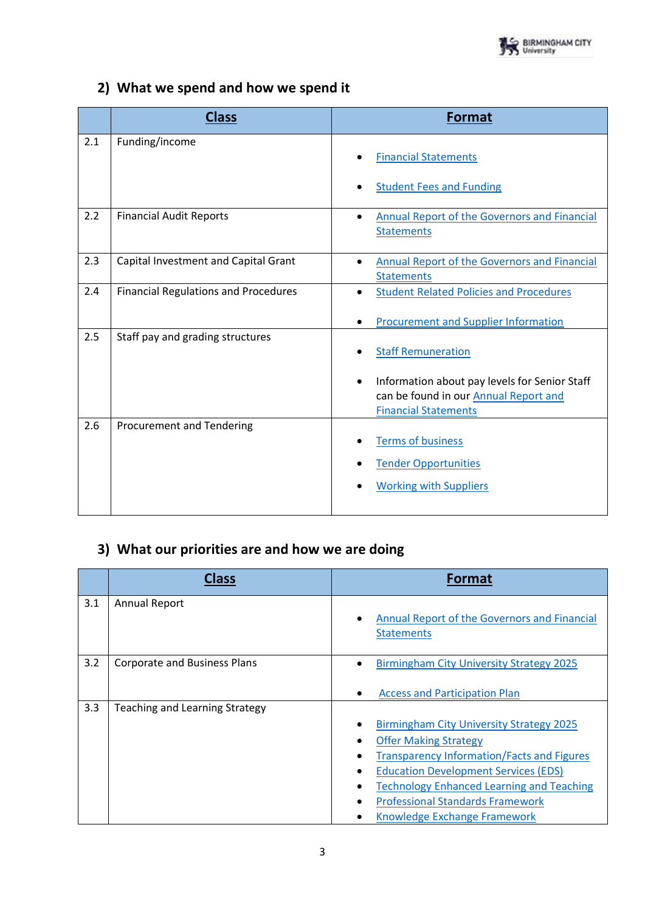## 2) What we spend and how we spend it

| | Class | Format |
|---|---|---|
| 2.1 | Funding/income | • Financial Statements<br>• Student Fees and Funding |
| 2.2 | Financial Audit Reports | • Annual Report of the Governors and Financial Statements |
| 2.3 | Capital Investment and Capital Grant | • Annual Report of the Governors and Financial Statements |
| 2.4 | Financial Regulations and Procedures | • Student Related Policies and Procedures<br>• Procurement and Supplier Information |
| 2.5 | Staff pay and grading structures | • Staff Remuneration<br>• Information about pay levels for Senior Staff can be found in our Annual Report and Financial Statements |
| 2.6 | Procurement and Tendering | • Terms of business<br>• Tender Opportunities<br>• Working with Suppliers |

## 3) What our priorities are and how we are doing

| | Class | Format |
|---|---|---|
| 3.1 | Annual Report | • Annual Report of the Governors and Financial Statements |
| 3.2 | Corporate and Business Plans | • Birmingham City University Strategy 2025<br>• Access and Participation Plan |
| 3.3 | Teaching and Learning Strategy | • Birmingham City University Strategy 2025<br>• Offer Making Strategy<br>• Transparency Information/Facts and Figures<br>• Education Development Services (EDS)<br>• Technology Enhanced Learning and Teaching<br>• Professional Standards Framework<br>• Knowledge Exchange Framework |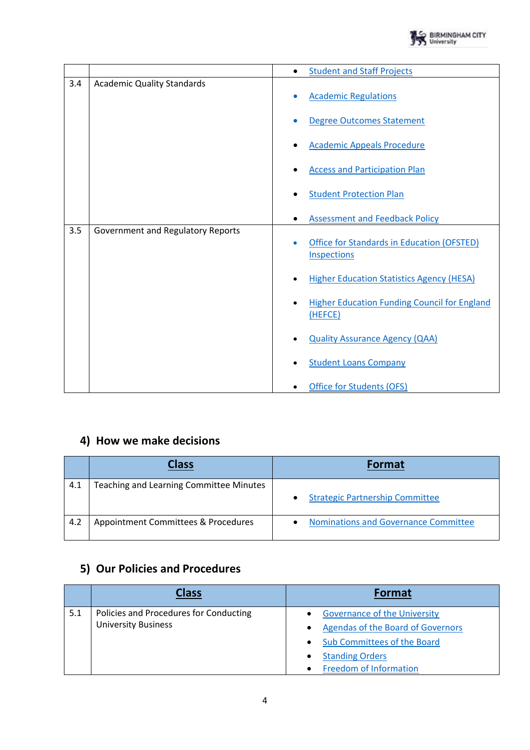|  |  |  |
|---|---|---|
|  |  | • Student and Staff Projects |
| 3.4 | Academic Quality Standards | • Academic Regulations<br>• Degree Outcomes Statement<br>• Academic Appeals Procedure<br>• Access and Participation Plan<br>• Student Protection Plan<br>• Assessment and Feedback Policy |
| 3.5 | Government and Regulatory Reports | • Office for Standards in Education (OFSTED) Inspections<br>• Higher Education Statistics Agency (HESA)<br>• Higher Education Funding Council for England (HEFCE)<br>• Quality Assurance Agency (QAA)<br>• Student Loans Company<br>• Office for Students (OFS) |

## 4) How we make decisions

|  | Class | Format |
|---|---|---|
| 4.1 | Teaching and Learning Committee Minutes | • Strategic Partnership Committee |
| 4.2 | Appointment Committees & Procedures | • Nominations and Governance Committee |

## 5) Our Policies and Procedures

|  | Class | Format |
|---|---|---|
| 5.1 | Policies and Procedures for Conducting University Business | • Governance of the University<br>• Agendas of the Board of Governors<br>• Sub Committees of the Board<br>• Standing Orders<br>• Freedom of Information |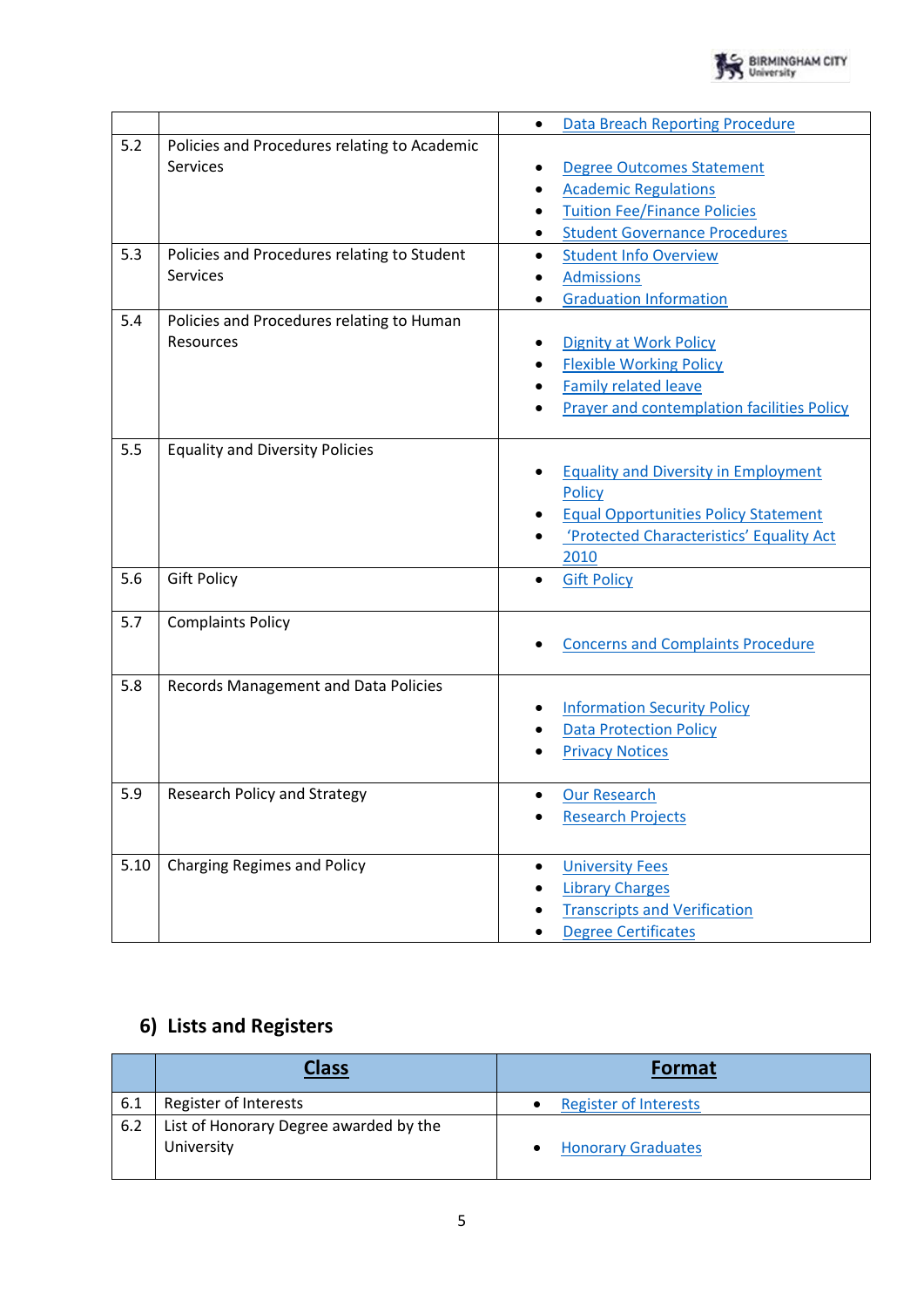| | | |
|---|---|---|
| | | • Data Breach Reporting Procedure |
| 5.2 | Policies and Procedures relating to Academic Services | • Degree Outcomes Statement<br>• Academic Regulations<br>• Tuition Fee/Finance Policies<br>• Student Governance Procedures |
| 5.3 | Policies and Procedures relating to Student Services | • Student Info Overview<br>• Admissions<br>• Graduation Information |
| 5.4 | Policies and Procedures relating to Human Resources | • Dignity at Work Policy<br>• Flexible Working Policy<br>• Family related leave<br>• Prayer and contemplation facilities Policy |
| 5.5 | Equality and Diversity Policies | • Equality and Diversity in Employment Policy<br>• Equal Opportunities Policy Statement<br>• 'Protected Characteristics' Equality Act 2010 |
| 5.6 | Gift Policy | • Gift Policy |
| 5.7 | Complaints Policy | • Concerns and Complaints Procedure |
| 5.8 | Records Management and Data Policies | • Information Security Policy<br>• Data Protection Policy<br>• Privacy Notices |
| 5.9 | Research Policy and Strategy | • Our Research<br>• Research Projects |
| 5.10 | Charging Regimes and Policy | • University Fees<br>• Library Charges<br>• Transcripts and Verification<br>• Degree Certificates |

## 6) Lists and Registers

| | **Class** | **Format** |
|---|---|---|
| 6.1 | Register of Interests | • Register of Interests |
| 6.2 | List of Honorary Degree awarded by the University | • Honorary Graduates |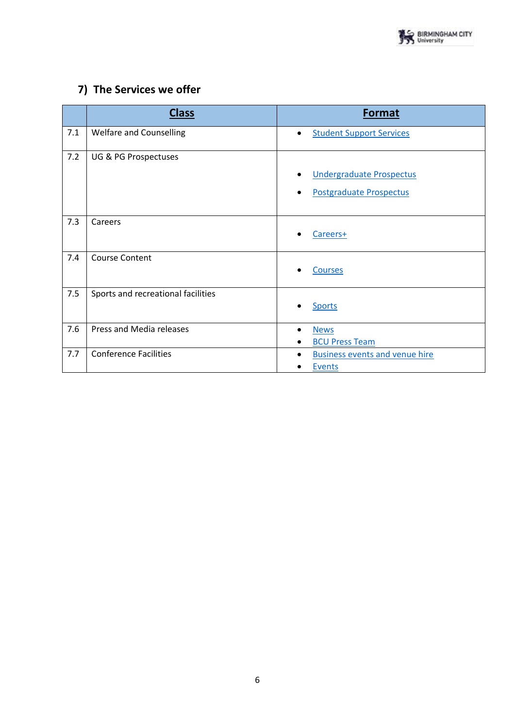## 7) The Services we offer

| | **Class** | **Format** |
|---|---|---|
| 7.1 | Welfare and Counselling | • Student Support Services |
| 7.2 | UG & PG Prospectuses | • Undergraduate Prospectus<br>• Postgraduate Prospectus |
| 7.3 | Careers | • Careers+ |
| 7.4 | Course Content | • Courses |
| 7.5 | Sports and recreational facilities | • Sports |
| 7.6 | Press and Media releases | • News<br>• BCU Press Team |
| 7.7 | Conference Facilities | • Business events and venue hire<br>• Events |